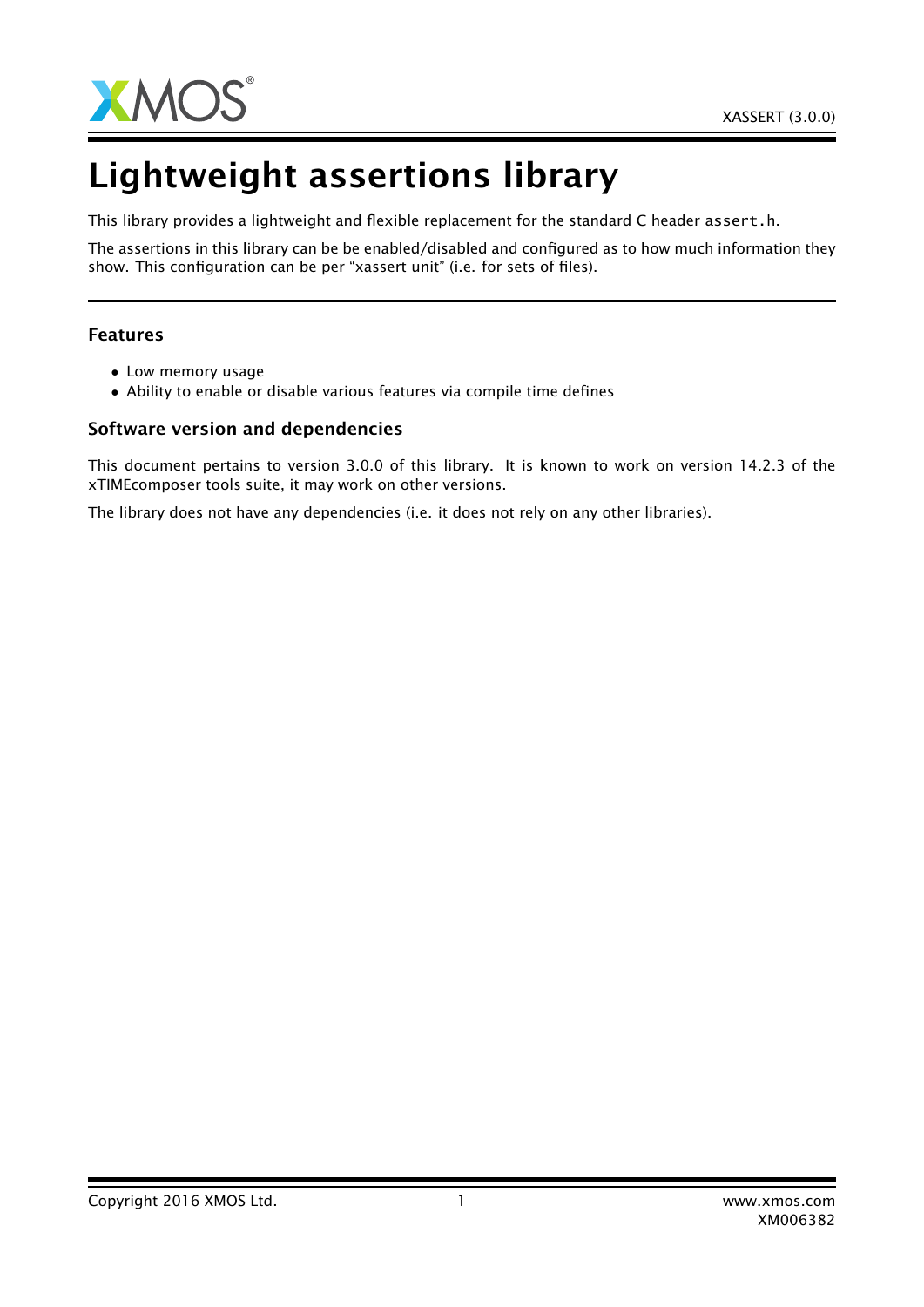# Lightweight assertions library

This library provides a lightweight and flexible replacement for the standard C header assert.h.

The assertions in this library can be be enabled/disabled and configured as to how much information they show. This configuration can be per "xassert unit" (i.e. for sets of files).

### Features

- Low memory usage
- Ability to enable or disable various features via compile time defines

### Software version and dependencies

This document pertains to version 3.0.0 of this library. It is known to work on version 14.2.3 of the xTIMEcomposer tools suite, it may work on other versions.

The library does not have any dependencies (i.e. it does not rely on any other libraries).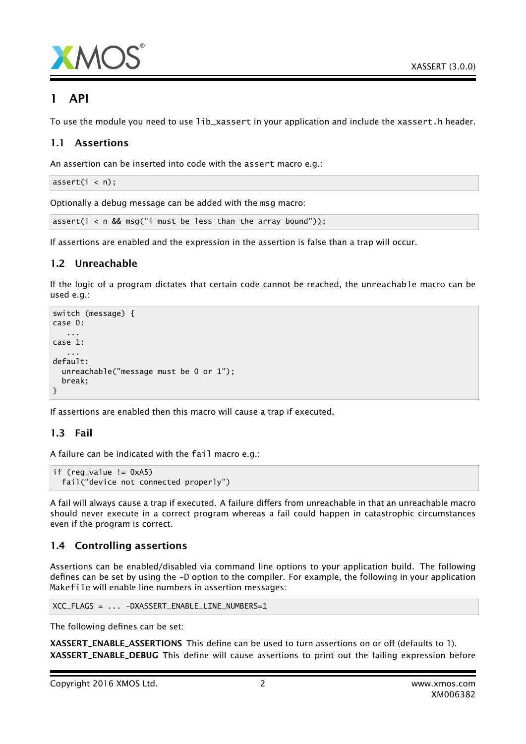# 1 API

To use the module you need to use `lib_xassert` in your application and include the `xassert.h` header.

## 1.1 Assertions

An assertion can be inserted into code with the `assert` macro e.g.:

```
assert(i < n);
```

Optionally a debug message can be added with the `msg` macro:

```
assert(i < n && msg("i must be less than the array bound"));
```

If assertions are enabled and the expression in the assertion is false than a trap will occur.

## 1.2 Unreachable

If the logic of a program dictates that certain code cannot be reached, the `unreachable` macro can be used e.g.:

```
switch (message) {
case 0:
   ...
case 1:
   ...
default:
  unreachable("message must be 0 or 1");
  break;
}
```

If assertions are enabled then this macro will cause a trap if executed.

## 1.3 Fail

A failure can be indicated with the `fail` macro e.g.:

```
if (reg_value != 0xA5)
  fail("device not connected properly")
```

A fail will always cause a trap if executed. A failure differs from unreachable in that an unreachable macro should never execute in a correct program whereas a fail could happen in catastrophic circumstances even if the program is correct.

## 1.4 Controlling assertions

Assertions can be enabled/disabled via command line options to your application build. The following defines can be set by using the -D option to the compiler. For example, the following in your application `Makefile` will enable line numbers in assertion messages:

```
XCC_FLAGS = ... -DXASSERT_ENABLE_LINE_NUMBERS=1
```

The following defines can be set:

**XASSERT_ENABLE_ASSERTIONS** This define can be used to turn assertions on or off (defaults to 1).

**XASSERT_ENABLE_DEBUG** This define will cause assertions to print out the failing expression before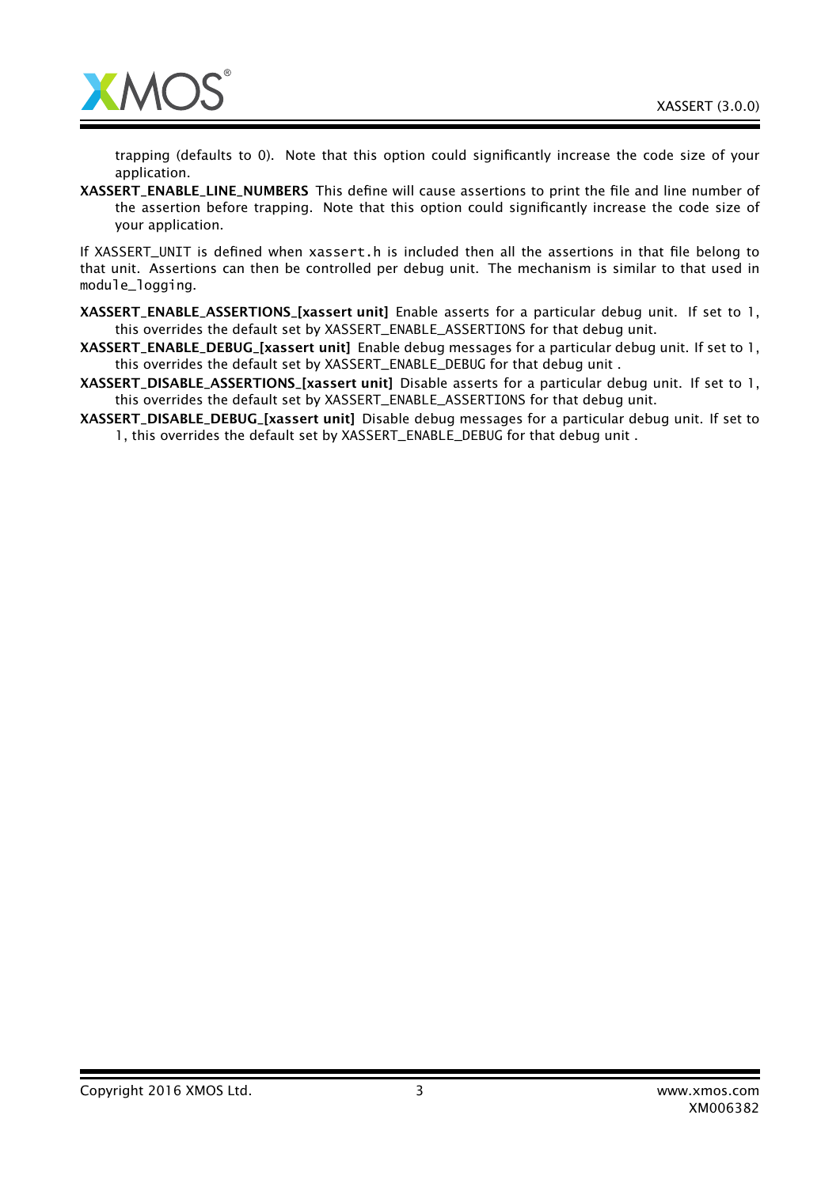trapping (defaults to 0). Note that this option could significantly increase the code size of your application.

**XASSERT_ENABLE_LINE_NUMBERS** This define will cause assertions to print the file and line number of the assertion before trapping. Note that this option could significantly increase the code size of your application.

If XASSERT_UNIT is defined when `xassert.h` is included then all the assertions in that file belong to that unit. Assertions can then be controlled per debug unit. The mechanism is similar to that used in `module_logging`.

**XASSERT_ENABLE_ASSERTIONS_[xassert unit]** Enable asserts for a particular debug unit. If set to 1, this overrides the default set by XASSERT_ENABLE_ASSERTIONS for that debug unit.

**XASSERT_ENABLE_DEBUG_[xassert unit]** Enable debug messages for a particular debug unit. If set to 1, this overrides the default set by XASSERT_ENABLE_DEBUG for that debug unit .

**XASSERT_DISABLE_ASSERTIONS_[xassert unit]** Disable asserts for a particular debug unit. If set to 1, this overrides the default set by XASSERT_ENABLE_ASSERTIONS for that debug unit.

**XASSERT_DISABLE_DEBUG_[xassert unit]** Disable debug messages for a particular debug unit. If set to 1, this overrides the default set by XASSERT_ENABLE_DEBUG for that debug unit .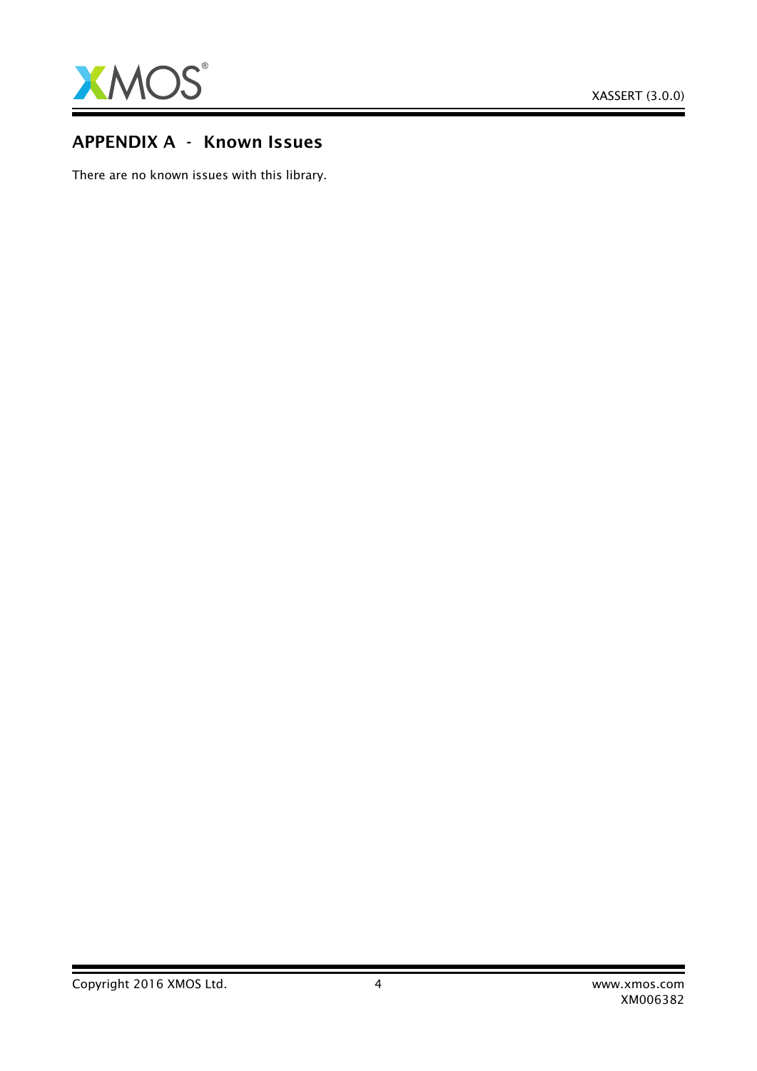# APPENDIX A - Known Issues

There are no known issues with this library.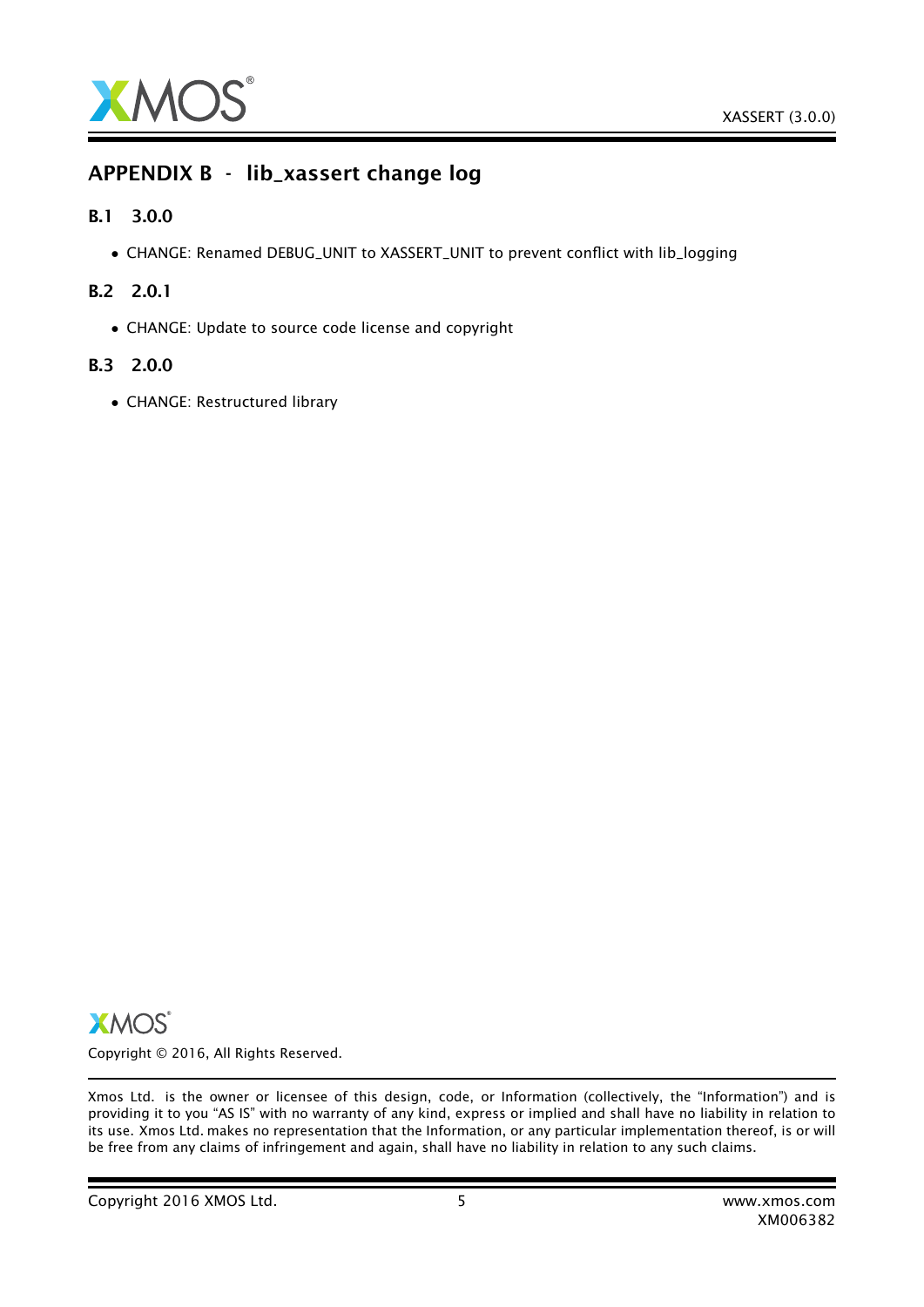# APPENDIX B - lib_xassert change log

## B.1 3.0.0

- CHANGE: Renamed DEBUG_UNIT to XASSERT_UNIT to prevent conflict with lib_logging

## B.2 2.0.1

- CHANGE: Update to source code license and copyright

## B.3 2.0.0

- CHANGE: Restructured library

Copyright © 2016, All Rights Reserved.

Xmos Ltd. is the owner or licensee of this design, code, or Information (collectively, the "Information") and is providing it to you "AS IS" with no warranty of any kind, express or implied and shall have no liability in relation to its use. Xmos Ltd. makes no representation that the Information, or any particular implementation thereof, is or will be free from any claims of infringement and again, shall have no liability in relation to any such claims.